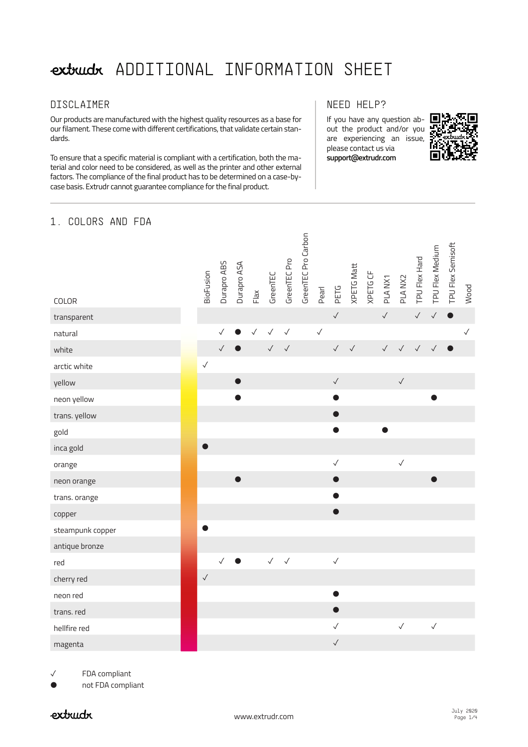# extrudr ADDITIONAL INFORMATION SHEET

## DISCLAIMER

Our products are manufactured with the highest quality resources as a base for our filament. These come with different certifications, that validate certain standards.

To ensure that a specific material is compliant with a certification, both the material and color need to be considered, as well as the printer and other external factors. The compliance of the final product has to be determined on a case-by-case basis. Extrudr cannot guarantee compliance for the final product.

## NEED HELP?

If you have any question about the product and/or you are experiencing an issue, please contact us via **support@extrudr.com**

## 1. COLORS AND FDA

| COLOR | BioFusion | Durapro ABS | Durapro ASA | Flax | GreenTEC | GreenTEC Pro | GreenTEC Pro Carbon | Pearl | PETG | XPETG Matt | XPETG CF | PLA NX1 | PLA NX2 | TPU Flex Hard | TPU Flex Medium | TPU Flex Semisoft | Wood |
|---|---|---|---|---|---|---|---|---|---|---|---|---|---|---|---|---|---|
| transparent | | | | | | | | | ✓ | | | ✓ | | ✓ | ✓ | ● | |
| natural | | ✓ | ● | ✓ | ✓ | ✓ | | ✓ | | | | | | | | | ✓ |
| white | | ✓ | ● | | ✓ | ✓ | | | ✓ | ✓ | | ✓ | ✓ | ✓ | ✓ | ● | |
| arctic white | ✓ | | | | | | | | | | | | | | | | |
| yellow | | | ● | | | | | | ✓ | | | | ✓ | | | | |
| neon yellow | | | ● | | | | | | ● | | | | | | ● | | |
| trans. yellow | | | | | | | | | ● | | | | | | | | |
| gold | | | | | | | | | ● | | | ● | | | | | |
| inca gold | ● | | | | | | | | | | | | | | | | |
| orange | | | | | | | | | ✓ | | | | ✓ | | | | |
| neon orange | | | ● | | | | | | ● | | | | | | ● | | |
| trans. orange | | | | | | | | | ● | | | | | | | | |
| copper | | | | | | | | | ● | | | | | | | | |
| steampunk copper | ● | | | | | | | | | | | | | | | | |
| antique bronze | | | | | | | | | | | | | | | | | |
| red | | ✓ | ● | | ✓ | ✓ | | | ✓ | | | | | | | | |
| cherry red | ✓ | | | | | | | | | | | | | | | | |
| neon red | | | | | | | | | ● | | | | | | | | |
| trans. red | | | | | | | | | ● | | | | | | | | |
| hellfire red | | | | | | | | | ✓ | | | | ✓ | | ✓ | | |
| magenta | | | | | | | | | ✓ | | | | | | | | |

✓ FDA compliant

● not FDA compliant

www.extrudr.com

July 2020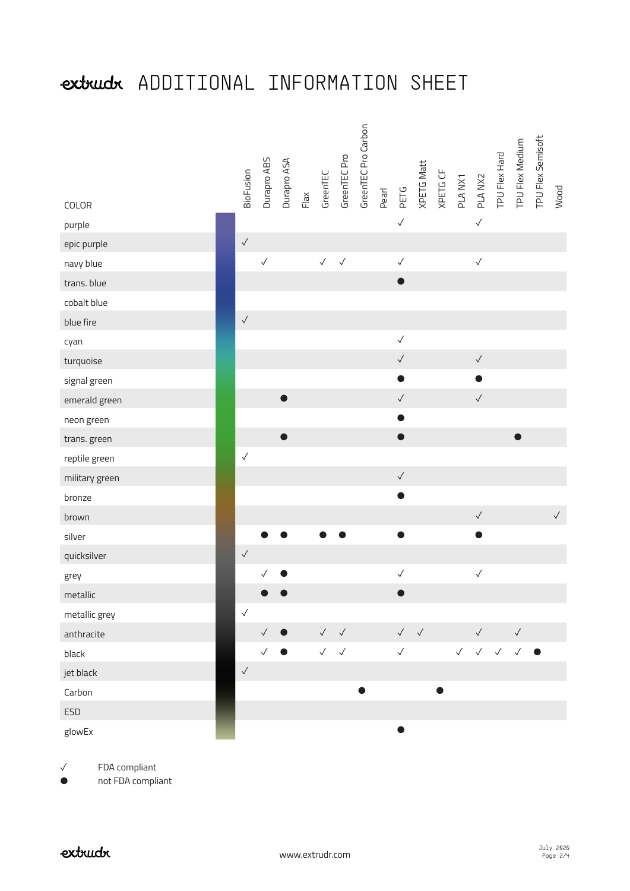# ADDITIONAL INFORMATION SHEET

| COLOR | BioFusion | Durapro ABS | Durapro ASA | Flax | GreenTEC | GreenTEC Pro | GreenTEC Pro Carbon | Pearl | PETG | XPETG Matt | XPETG CF | PLA NX1 | PLA NX2 | TPU Flex Hard | TPU Flex Medium | TPU Flex Semisoft | Wood |
|---|---|---|---|---|---|---|---|---|---|---|---|---|---|---|---|---|---|
| purple | | | | | | | | | ✓ | | | | ✓ | | | | |
| epic purple | ✓ | | | | | | | | | | | | | | | | |
| navy blue | | ✓ | | | ✓ | ✓ | | | ✓ | | | | ✓ | | | | |
| trans. blue | | | | | | | | | ● | | | | | | | | |
| cobalt blue | | | | | | | | | | | | | | | | | |
| blue fire | ✓ | | | | | | | | | | | | | | | | |
| cyan | | | | | | | | | ✓ | | | | | | | | |
| turquoise | | | | | | | | | ✓ | | | | ✓ | | | | |
| signal green | | | | | | | | | ● | | | | ● | | | | |
| emerald green | | | ● | | | | | | ✓ | | | | ✓ | | | | |
| neon green | | | | | | | | | ● | | | | | | | | |
| trans. green | | | ● | | | | | | ● | | | | | | ● | | |
| reptile green | ✓ | | | | | | | | | | | | | | | | |
| military green | | | | | | | | | ✓ | | | | | | | | |
| bronze | | | | | | | | | ● | | | | | | | | |
| brown | | | | | | | | | | | | | ✓ | | | | ✓ |
| silver | | ● | ● | | ● | ● | | | ● | | | | ● | | | | |
| quicksilver | ✓ | | | | | | | | | | | | | | | | |
| grey | | ✓ | ● | | | | | | ✓ | | | | ✓ | | | | |
| metallic | | ● | ● | | | | | | ● | | | | | | | | |
| metallic grey | ✓ | | | | | | | | | | | | | | | | |
| anthracite | | ✓ | ● | | ✓ | ✓ | | | ✓ | ✓ | | | ✓ | | ✓ | | |
| black | | ✓ | ● | | ✓ | ✓ | | | ✓ | | | ✓ | ✓ | ✓ | ✓ | ● | |
| jet black | ✓ | | | | | | | | | | | | | | | | |
| Carbon | | | | | | | ● | | | | ● | | | | | | |
| ESD | | | | | | | | | | | | | | | | | |
| glowEx | | | | | | | | | ● | | | | | | | | |

✓ FDA compliant

● not FDA compliant

www.extrudr.com

July 2020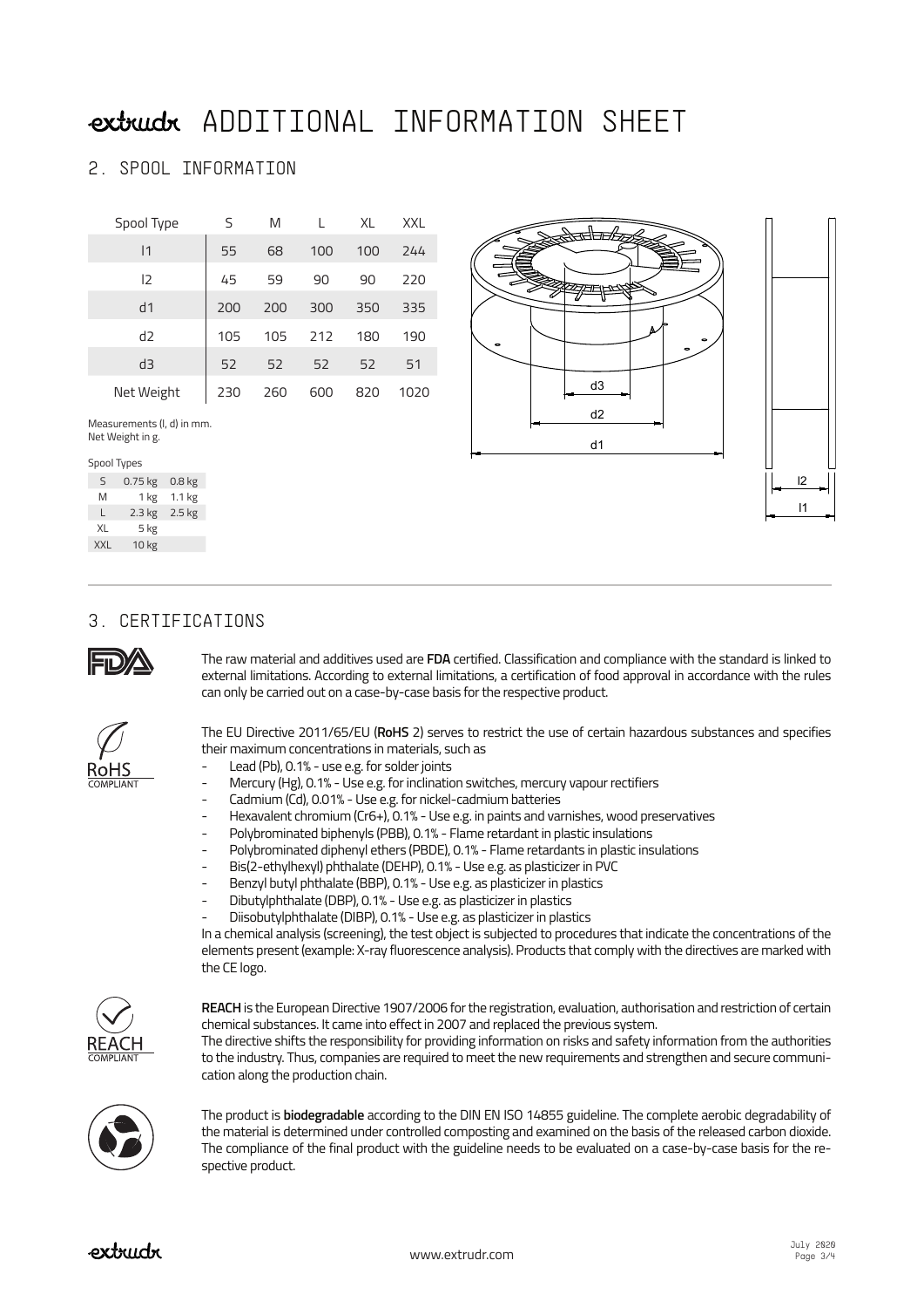# ADDITIONAL INFORMATION SHEET

## 2. SPOOL INFORMATION

| Spool Type | S | M | L | XL | XXL |
|---|---|---|---|---|---|
| l1 | 55 | 68 | 100 | 100 | 244 |
| l2 | 45 | 59 | 90 | 90 | 220 |
| d1 | 200 | 200 | 300 | 350 | 335 |
| d2 | 105 | 105 | 212 | 180 | 190 |
| d3 | 52 | 52 | 52 | 52 | 51 |
| Net Weight | 230 | 260 | 600 | 820 | 1020 |

Measurements (l, d) in mm.
Net Weight in g.

Spool Types

| | | |
|---|---|---|
| S | 0.75 kg | 0.8 kg |
| M | 1 kg | 1.1 kg |
| L | 2.3 kg | 2.5 kg |
| XL | 5 kg | |
| XXL | 10 kg | |

d3

d2

d1

l2

l1

## 3. CERTIFICATIONS

The raw material and additives used are **FDA** certified. Classification and compliance with the standard is linked to external limitations. According to external limitations, a certification of food approval in accordance with the rules can only be carried out on a case-by-case basis for the respective product.

RoHS COMPLIANT

The EU Directive 2011/65/EU (**RoHS** 2) serves to restrict the use of certain hazardous substances and specifies their maximum concentrations in materials, such as

- Lead (Pb), 0.1% - use e.g. for solder joints
- Mercury (Hg), 0.1% - Use e.g. for inclination switches, mercury vapour rectifiers
- Cadmium (Cd), 0.01% - Use e.g. for nickel-cadmium batteries
- Hexavalent chromium (Cr6+), 0.1% - Use e.g. in paints and varnishes, wood preservatives
- Polybrominated biphenyls (PBB), 0.1% - Flame retardant in plastic insulations
- Polybrominated diphenyl ethers (PBDE), 0.1% - Flame retardants in plastic insulations
- Bis(2-ethylhexyl) phthalate (DEHP), 0.1% - Use e.g. as plasticizer in PVC
- Benzyl butyl phthalate (BBP), 0.1% - Use e.g. as plasticizer in plastics
- Dibutylphthalate (DBP), 0.1% - Use e.g. as plasticizer in plastics
- Diisobutylphthalate (DIBP), 0.1% - Use e.g. as plasticizer in plastics

In a chemical analysis (screening), the test object is subjected to procedures that indicate the concentrations of the elements present (example: X-ray fluorescence analysis). Products that comply with the directives are marked with the CE logo.

REACH COMPLIANT

**REACH** is the European Directive 1907/2006 for the registration, evaluation, authorisation and restriction of certain chemical substances. It came into effect in 2007 and replaced the previous system.
The directive shifts the responsibility for providing information on risks and safety information from the authorities to the industry. Thus, companies are required to meet the new requirements and strengthen and secure communication along the production chain.

The product is **biodegradable** according to the DIN EN ISO 14855 guideline. The complete aerobic degradability of the material is determined under controlled composting and examined on the basis of the released carbon dioxide. The compliance of the final product with the guideline needs to be evaluated on a case-by-case basis for the respective product.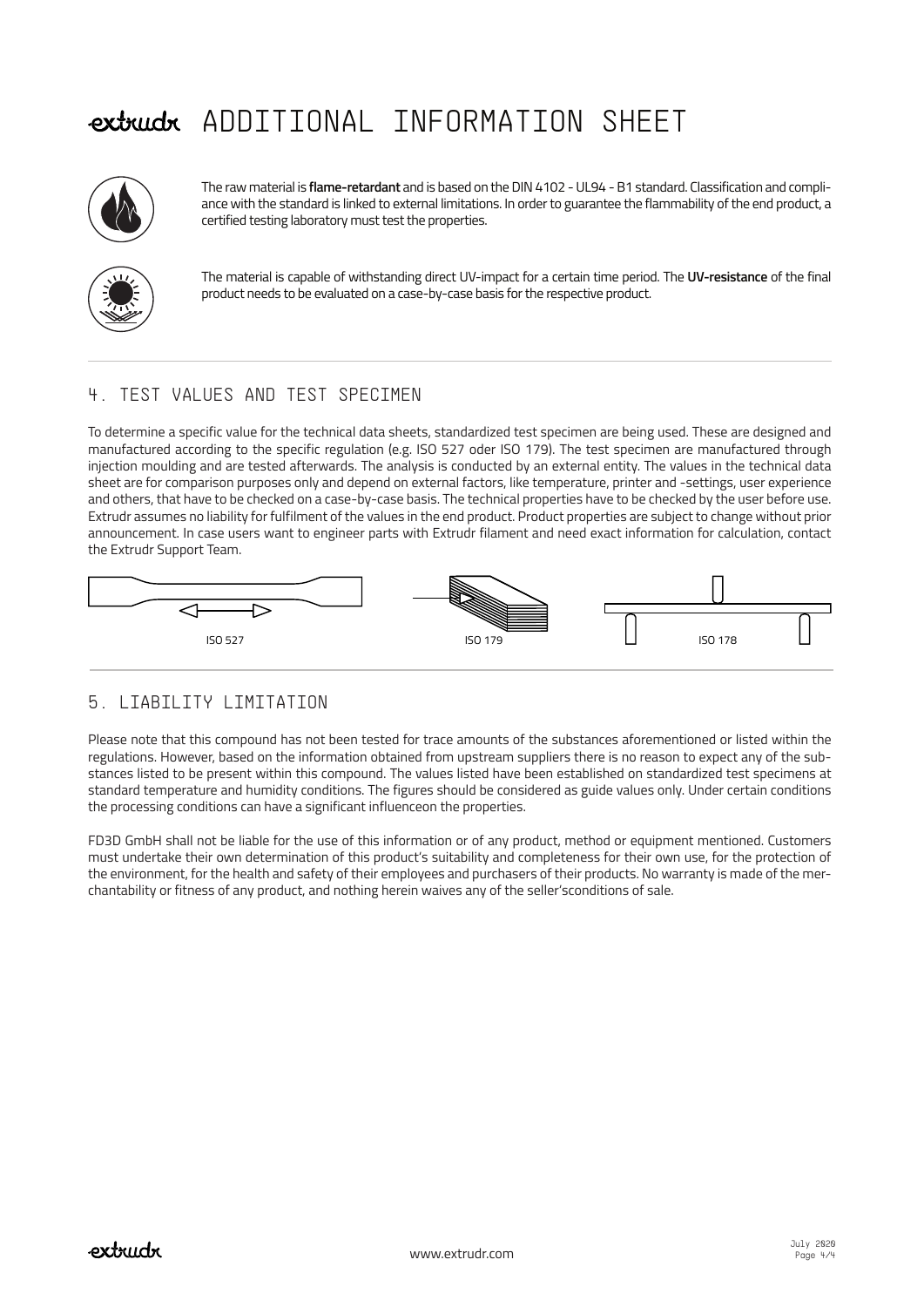# ADDITIONAL INFORMATION SHEET

The raw material is **flame-retardant** and is based on the DIN 4102 - UL94 - B1 standard. Classification and compliance with the standard is linked to external limitations. In order to guarantee the flammability of the end product, a certified testing laboratory must test the properties.

The material is capable of withstanding direct UV-impact for a certain time period. The **UV-resistance** of the final product needs to be evaluated on a case-by-case basis for the respective product.

## 4. TEST VALUES AND TEST SPECIMEN

To determine a specific value for the technical data sheets, standardized test specimen are being used. These are designed and manufactured according to the specific regulation (e.g. ISO 527 oder ISO 179). The test specimen are manufactured through injection moulding and are tested afterwards. The analysis is conducted by an external entity. The values in the technical data sheet are for comparison purposes only and depend on external factors, like temperature, printer and -settings, user experience and others, that have to be checked on a case-by-case basis. The technical properties have to be checked by the user before use. Extrudr assumes no liability for fulfilment of the values in the end product. Product properties are subject to change without prior announcement. In case users want to engineer parts with Extrudr filament and need exact information for calculation, contact the Extrudr Support Team.

ISO 527

ISO 179

ISO 178

## 5. LIABILITY LIMITATION

Please note that this compound has not been tested for trace amounts of the substances aforementioned or listed within the regulations. However, based on the information obtained from upstream suppliers there is no reason to expect any of the substances listed to be present within this compound. The values listed have been established on standardized test specimens at standard temperature and humidity conditions. The figures should be considered as guide values only. Under certain conditions the processing conditions can have a significant influenceon the properties.

FD3D GmbH shall not be liable for the use of this information or of any product, method or equipment mentioned. Customers must undertake their own determination of this product's suitability and completeness for their own use, for the protection of the environment, for the health and safety of their employees and purchasers of their products. No warranty is made of the merchantability or fitness of any product, and nothing herein waives any of the seller'sconditions of sale.